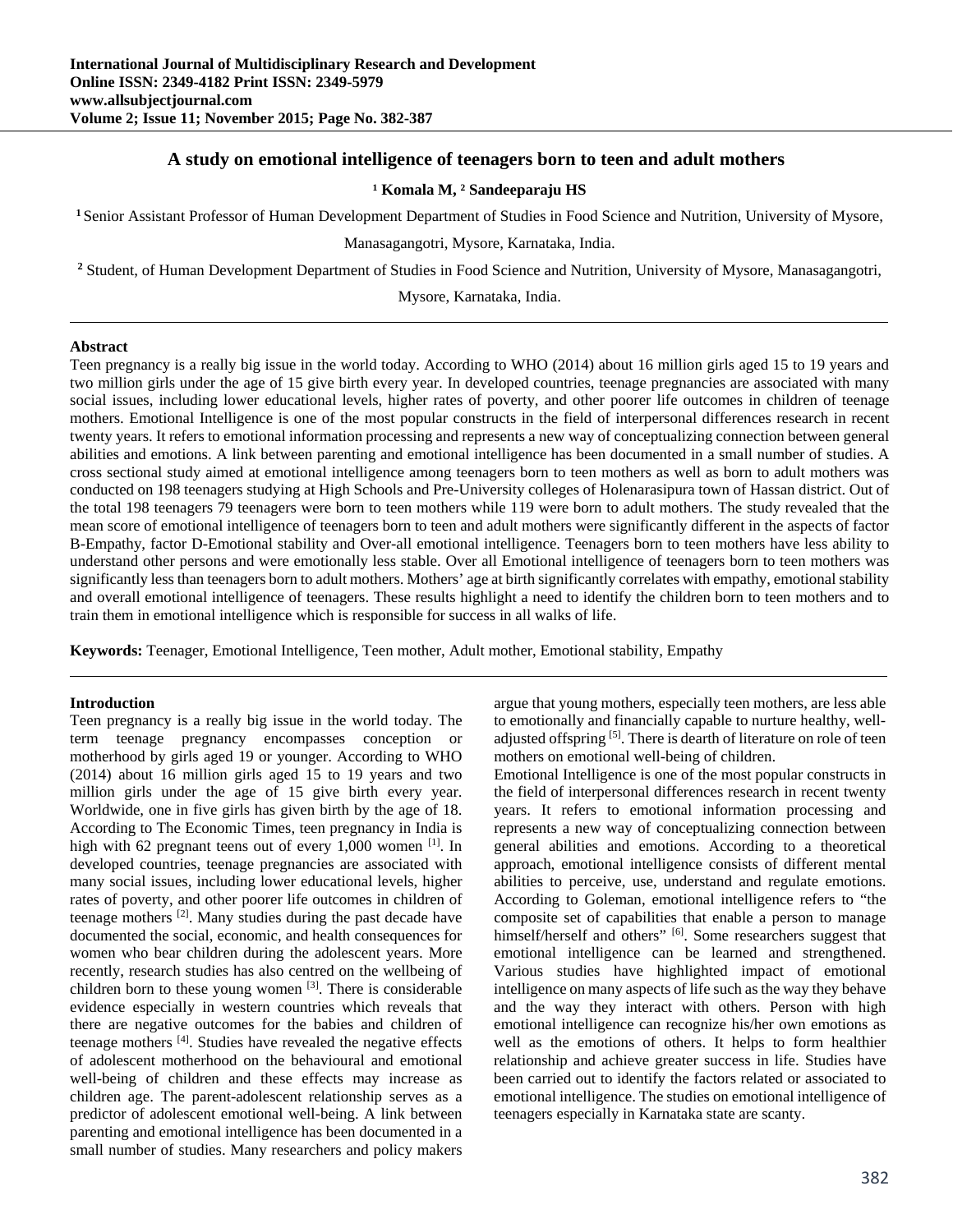# A study on emotional intelligence of teenagers born to teen and adult mothers

**[1] Komala M, [2] Sandeeparaju HS**

[1] Senior Assistant Professor of Human Development Department of Studies in Food Science and Nutrition, University of Mysore, Manasagangotri, Mysore, Karnataka, India.

[2] Student, of Human Development Department of Studies in Food Science and Nutrition, University of Mysore, Manasagangotri, Mysore, Karnataka, India.

## Abstract

Teen pregnancy is a really big issue in the world today. According to WHO (2014) about 16 million girls aged 15 to 19 years and two million girls under the age of 15 give birth every year. In developed countries, teenage pregnancies are associated with many social issues, including lower educational levels, higher rates of poverty, and other poorer life outcomes in children of teenage mothers. Emotional Intelligence is one of the most popular constructs in the field of interpersonal differences research in recent twenty years. It refers to emotional information processing and represents a new way of conceptualizing connection between general abilities and emotions. A link between parenting and emotional intelligence has been documented in a small number of studies. A cross sectional study aimed at emotional intelligence among teenagers born to teen mothers as well as born to adult mothers was conducted on 198 teenagers studying at High Schools and Pre-University colleges of Holenarasipura town of Hassan district. Out of the total 198 teenagers 79 teenagers were born to teen mothers while 119 were born to adult mothers. The study revealed that the mean score of emotional intelligence of teenagers born to teen and adult mothers were significantly different in the aspects of factor B-Empathy, factor D-Emotional stability and Over-all emotional intelligence. Teenagers born to teen mothers have less ability to understand other persons and were emotionally less stable. Over all Emotional intelligence of teenagers born to teen mothers was significantly less than teenagers born to adult mothers. Mothers' age at birth significantly correlates with empathy, emotional stability and overall emotional intelligence of teenagers. These results highlight a need to identify the children born to teen mothers and to train them in emotional intelligence which is responsible for success in all walks of life.

**Keywords:** Teenager, Emotional Intelligence, Teen mother, Adult mother, Emotional stability, Empathy

## Introduction

Teen pregnancy is a really big issue in the world today. The term teenage pregnancy encompasses conception or motherhood by girls aged 19 or younger. According to WHO (2014) about 16 million girls aged 15 to 19 years and two million girls under the age of 15 give birth every year. Worldwide, one in five girls has given birth by the age of 18. According to The Economic Times, teen pregnancy in India is high with 62 pregnant teens out of every 1,000 women [1]. In developed countries, teenage pregnancies are associated with many social issues, including lower educational levels, higher rates of poverty, and other poorer life outcomes in children of teenage mothers [2]. Many studies during the past decade have documented the social, economic, and health consequences for women who bear children during the adolescent years. More recently, research studies has also centred on the wellbeing of children born to these young women [3]. There is considerable evidence especially in western countries which reveals that there are negative outcomes for the babies and children of teenage mothers [4]. Studies have revealed the negative effects of adolescent motherhood on the behavioural and emotional well-being of children and these effects may increase as children age. The parent-adolescent relationship serves as a predictor of adolescent emotional well-being. A link between parenting and emotional intelligence has been documented in a small number of studies. Many researchers and policy makers argue that young mothers, especially teen mothers, are less able to emotionally and financially capable to nurture healthy, well-adjusted offspring [5]. There is dearth of literature on role of teen mothers on emotional well-being of children.

Emotional Intelligence is one of the most popular constructs in the field of interpersonal differences research in recent twenty years. It refers to emotional information processing and represents a new way of conceptualizing connection between general abilities and emotions. According to a theoretical approach, emotional intelligence consists of different mental abilities to perceive, use, understand and regulate emotions. According to Goleman, emotional intelligence refers to "the composite set of capabilities that enable a person to manage himself/herself and others" [6]. Some researchers suggest that emotional intelligence can be learned and strengthened. Various studies have highlighted impact of emotional intelligence on many aspects of life such as the way they behave and the way they interact with others. Person with high emotional intelligence can recognize his/her own emotions as well as the emotions of others. It helps to form healthier relationship and achieve greater success in life. Studies have been carried out to identify the factors related or associated to emotional intelligence. The studies on emotional intelligence of teenagers especially in Karnataka state are scanty.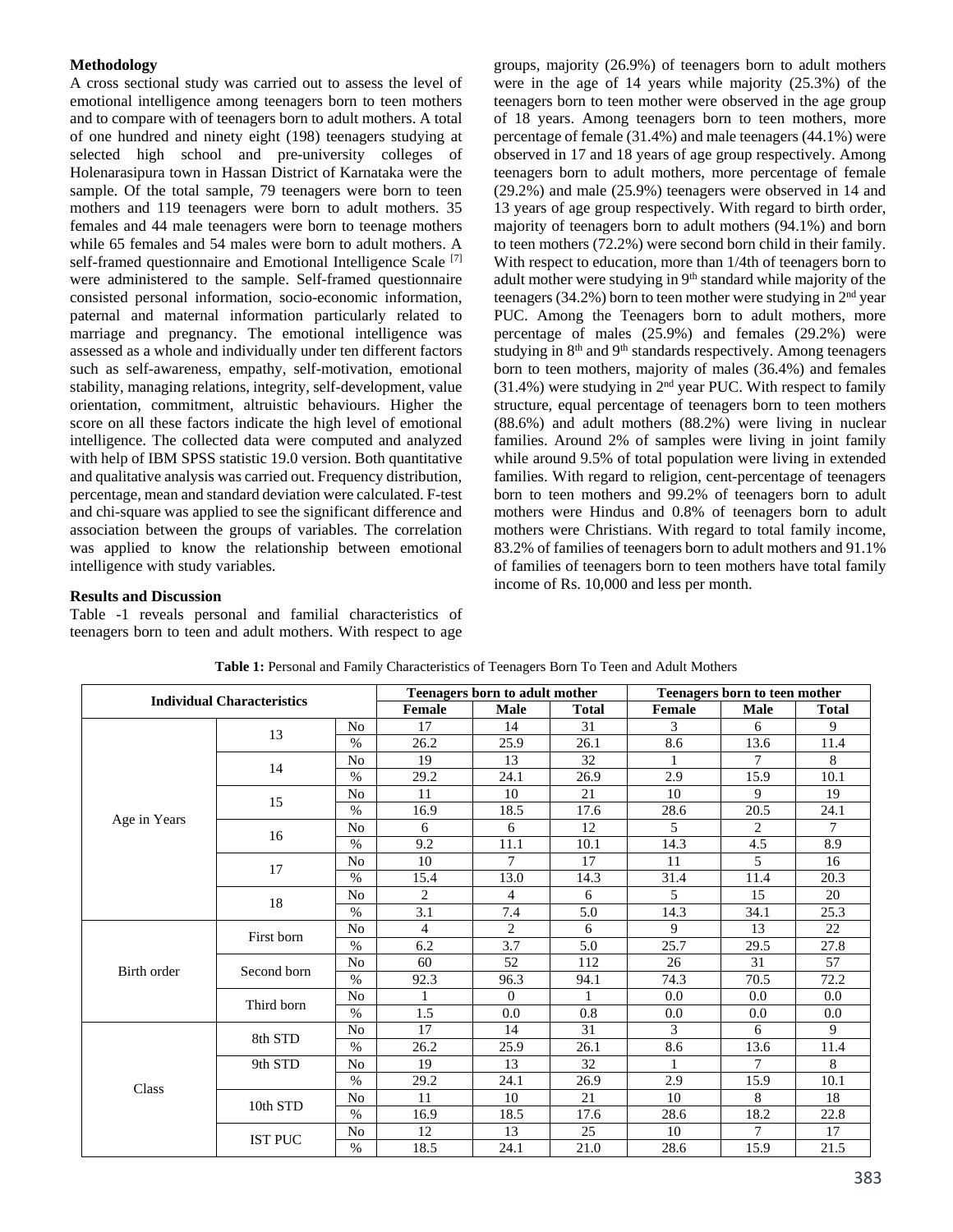## Methodology

A cross sectional study was carried out to assess the level of emotional intelligence among teenagers born to teen mothers and to compare with of teenagers born to adult mothers. A total of one hundred and ninety eight (198) teenagers studying at selected high school and pre-university colleges of Holenarasipura town in Hassan District of Karnataka were the sample. Of the total sample, 79 teenagers were born to teen mothers and 119 teenagers were born to adult mothers. 35 females and 44 male teenagers were born to teenage mothers while 65 females and 54 males were born to adult mothers. A self-framed questionnaire and Emotional Intelligence Scale [7] were administered to the sample. Self-framed questionnaire consisted personal information, socio-economic information, paternal and maternal information particularly related to marriage and pregnancy. The emotional intelligence was assessed as a whole and individually under ten different factors such as self-awareness, empathy, self-motivation, emotional stability, managing relations, integrity, self-development, value orientation, commitment, altruistic behaviours. Higher the score on all these factors indicate the high level of emotional intelligence. The collected data were computed and analyzed with help of IBM SPSS statistic 19.0 version. Both quantitative and qualitative analysis was carried out. Frequency distribution, percentage, mean and standard deviation were calculated. F-test and chi-square was applied to see the significant difference and association between the groups of variables. The correlation was applied to know the relationship between emotional intelligence with study variables.

## Results and Discussion

Table -1 reveals personal and familial characteristics of teenagers born to teen and adult mothers. With respect to age groups, majority (26.9%) of teenagers born to adult mothers were in the age of 14 years while majority (25.3%) of the teenagers born to teen mother were observed in the age group of 18 years. Among teenagers born to teen mothers, more percentage of female (31.4%) and male teenagers (44.1%) were observed in 17 and 18 years of age group respectively. Among teenagers born to adult mothers, more percentage of female (29.2%) and male (25.9%) teenagers were observed in 14 and 13 years of age group respectively. With regard to birth order, majority of teenagers born to adult mothers (94.1%) and born to teen mothers (72.2%) were second born child in their family. With respect to education, more than 1/4th of teenagers born to adult mother were studying in 9th standard while majority of the teenagers (34.2%) born to teen mother were studying in 2nd year PUC. Among the Teenagers born to adult mothers, more percentage of males (25.9%) and females (29.2%) were studying in 8th and 9th standards respectively. Among teenagers born to teen mothers, majority of males (36.4%) and females (31.4%) were studying in 2nd year PUC. With respect to family structure, equal percentage of teenagers born to teen mothers (88.6%) and adult mothers (88.2%) were living in nuclear families. Around 2% of samples were living in joint family while around 9.5% of total population were living in extended families. With regard to religion, cent-percentage of teenagers born to teen mothers and 99.2% of teenagers born to adult mothers were Hindus and 0.8% of teenagers born to adult mothers were Christians. With regard to total family income, 83.2% of families of teenagers born to adult mothers and 91.1% of families of teenagers born to teen mothers have total family income of Rs. 10,000 and less per month.

**Table 1:** Personal and Family Characteristics of Teenagers Born To Teen and Adult Mothers

| Individual Characteristics | | | Teenagers born to adult mother | | | Teenagers born to teen mother | | |
|---|---|---|---|---|---|---|---|---|
| | | | Female | Male | Total | Female | Male | Total |
| Age in Years | 13 | No | 17 | 14 | 31 | 3 | 6 | 9 |
| | | % | 26.2 | 25.9 | 26.1 | 8.6 | 13.6 | 11.4 |
| | 14 | No | 19 | 13 | 32 | 1 | 7 | 8 |
| | | % | 29.2 | 24.1 | 26.9 | 2.9 | 15.9 | 10.1 |
| | 15 | No | 11 | 10 | 21 | 10 | 9 | 19 |
| | | % | 16.9 | 18.5 | 17.6 | 28.6 | 20.5 | 24.1 |
| | 16 | No | 6 | 6 | 12 | 5 | 2 | 7 |
| | | % | 9.2 | 11.1 | 10.1 | 14.3 | 4.5 | 8.9 |
| | 17 | No | 10 | 7 | 17 | 11 | 5 | 16 |
| | | % | 15.4 | 13.0 | 14.3 | 31.4 | 11.4 | 20.3 |
| | 18 | No | 2 | 4 | 6 | 5 | 15 | 20 |
| | | % | 3.1 | 7.4 | 5.0 | 14.3 | 34.1 | 25.3 |
| Birth order | First born | No | 4 | 2 | 6 | 9 | 13 | 22 |
| | | % | 6.2 | 3.7 | 5.0 | 25.7 | 29.5 | 27.8 |
| | Second born | No | 60 | 52 | 112 | 26 | 31 | 57 |
| | | % | 92.3 | 96.3 | 94.1 | 74.3 | 70.5 | 72.2 |
| | Third born | No | 1 | 0 | 1 | 0.0 | 0.0 | 0.0 |
| | | % | 1.5 | 0.0 | 0.8 | 0.0 | 0.0 | 0.0 |
| Class | 8th STD | No | 17 | 14 | 31 | 3 | 6 | 9 |
| | | % | 26.2 | 25.9 | 26.1 | 8.6 | 13.6 | 11.4 |
| | 9th STD | No | 19 | 13 | 32 | 1 | 7 | 8 |
| | | % | 29.2 | 24.1 | 26.9 | 2.9 | 15.9 | 10.1 |
| | 10th STD | No | 11 | 10 | 21 | 10 | 8 | 18 |
| | | % | 16.9 | 18.5 | 17.6 | 28.6 | 18.2 | 22.8 |
| | IST PUC | No | 12 | 13 | 25 | 10 | 7 | 17 |
| | | % | 18.5 | 24.1 | 21.0 | 28.6 | 15.9 | 21.5 |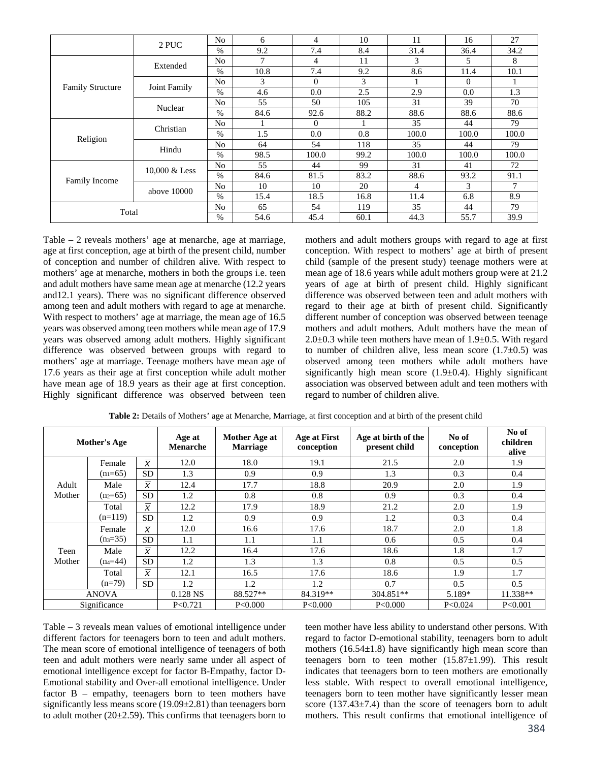|  | 2 PUC | No | 6 | 4 | 10 | 11 | 16 | 27 |
|---|---|---|---|---|---|---|---|---|
|  |  | % | 9.2 | 7.4 | 8.4 | 31.4 | 36.4 | 34.2 |
| Family Structure | Extended | No | 7 | 4 | 11 | 3 | 5 | 8 |
|  |  | % | 10.8 | 7.4 | 9.2 | 8.6 | 11.4 | 10.1 |
|  | Joint Family | No | 3 | 0 | 3 | 1 | 0 | 1 |
|  |  | % | 4.6 | 0.0 | 2.5 | 2.9 | 0.0 | 1.3 |
|  | Nuclear | No | 55 | 50 | 105 | 31 | 39 | 70 |
|  |  | % | 84.6 | 92.6 | 88.2 | 88.6 | 88.6 | 88.6 |
| Religion | Christian | No | 1 | 0 | 1 | 35 | 44 | 79 |
|  |  | % | 1.5 | 0.0 | 0.8 | 100.0 | 100.0 | 100.0 |
|  | Hindu | No | 64 | 54 | 118 | 35 | 44 | 79 |
|  |  | % | 98.5 | 100.0 | 99.2 | 100.0 | 100.0 | 100.0 |
| Family Income | 10,000 & Less | No | 55 | 44 | 99 | 31 | 41 | 72 |
|  |  | % | 84.6 | 81.5 | 83.2 | 88.6 | 93.2 | 91.1 |
|  | above 10000 | No | 10 | 10 | 20 | 4 | 3 | 7 |
|  |  | % | 15.4 | 18.5 | 16.8 | 11.4 | 6.8 | 8.9 |
| Total |  | No | 65 | 54 | 119 | 35 | 44 | 79 |
|  |  | % | 54.6 | 45.4 | 60.1 | 44.3 | 55.7 | 39.9 |

Table – 2 reveals mothers' age at menarche, age at marriage, age at first conception, age at birth of the present child, number of conception and number of children alive. With respect to mothers' age at menarche, mothers in both the groups i.e. teen and adult mothers have same mean age at menarche (12.2 years and12.1 years). There was no significant difference observed among teen and adult mothers with regard to age at menarche. With respect to mothers' age at marriage, the mean age of 16.5 years was observed among teen mothers while mean age of 17.9 years was observed among adult mothers. Highly significant difference was observed between groups with regard to mothers' age at marriage. Teenage mothers have mean age of 17.6 years as their age at first conception while adult mother have mean age of 18.9 years as their age at first conception. Highly significant difference was observed between teen mothers and adult mothers groups with regard to age at first conception. With respect to mothers' age at birth of present child (sample of the present study) teenage mothers were at mean age of 18.6 years while adult mothers group were at 21.2 years of age at birth of present child. Highly significant difference was observed between teen and adult mothers with regard to their age at birth of present child. Significantly different number of conception was observed between teenage mothers and adult mothers. Adult mothers have the mean of 2.0±0.3 while teen mothers have mean of 1.9±0.5. With regard to number of children alive, less mean score (1.7±0.5) was observed among teen mothers while adult mothers have significantly high mean score (1.9±0.4). Highly significant association was observed between adult and teen mothers with regard to number of children alive.

**Table 2:** Details of Mothers' age at Menarche, Marriage, at first conception and at birth of the present child

| Mother's Age | | | Age at Menarche | Mother Age at Marriage | Age at First conception | Age at birth of the present child | No of conception | No of children alive |
|---|---|---|---|---|---|---|---|---|
| Adult Mother | Female ($n_1$=65) | $\bar{x}$ | 12.0 | 18.0 | 19.1 | 21.5 | 2.0 | 1.9 |
| | | SD | 1.3 | 0.9 | 0.9 | 1.3 | 0.3 | 0.4 |
| | Male ($n_2$=65) | $\bar{x}$ | 12.4 | 17.7 | 18.8 | 20.9 | 2.0 | 1.9 |
| | | SD | 1.2 | 0.8 | 0.8 | 0.9 | 0.3 | 0.4 |
| | Total (n=119) | $\bar{x}$ | 12.2 | 17.9 | 18.9 | 21.2 | 2.0 | 1.9 |
| | | SD | 1.2 | 0.9 | 0.9 | 1.2 | 0.3 | 0.4 |
| Teen Mother | Female ($n_3$=35) | $\bar{x}$ | 12.0 | 16.6 | 17.6 | 18.7 | 2.0 | 1.8 |
| | | SD | 1.1 | 1.1 | 1.1 | 0.6 | 0.5 | 0.4 |
| | Male ($n_4$=44) | $\bar{x}$ | 12.2 | 16.4 | 17.6 | 18.6 | 1.8 | 1.7 |
| | | SD | 1.2 | 1.3 | 1.3 | 0.8 | 0.5 | 0.5 |
| | Total (n=79) | $\bar{x}$ | 12.1 | 16.5 | 17.6 | 18.6 | 1.9 | 1.7 |
| | | SD | 1.2 | 1.2 | 1.2 | 0.7 | 0.5 | 0.5 |
| ANOVA | | | 0.128 NS | 88.527** | 84.319** | 304.851** | 5.189* | 11.338** |
| Significance | | | P<0.721 | P<0.000 | P<0.000 | P<0.000 | P<0.024 | P<0.001 |

Table – 3 reveals mean values of emotional intelligence under different factors for teenagers born to teen and adult mothers. The mean score of emotional intelligence of teenagers of both teen and adult mothers were nearly same under all aspect of emotional intelligence except for factor B-Empathy, factor D-Emotional stability and Over-all emotional intelligence. Under factor B – empathy, teenagers born to teen mothers have significantly less means score (19.09±2.81) than teenagers born to adult mother (20±2.59). This confirms that teenagers born to teen mother have less ability to understand other persons. With regard to factor D-emotional stability, teenagers born to adult mothers (16.54±1.8) have significantly high mean score than teenagers born to teen mother (15.87±1.99). This result indicates that teenagers born to teen mothers are emotionally less stable. With respect to overall emotional intelligence, teenagers born to teen mother have significantly lesser mean score (137.43±7.4) than the score of teenagers born to adult mothers. This result confirms that emotional intelligence of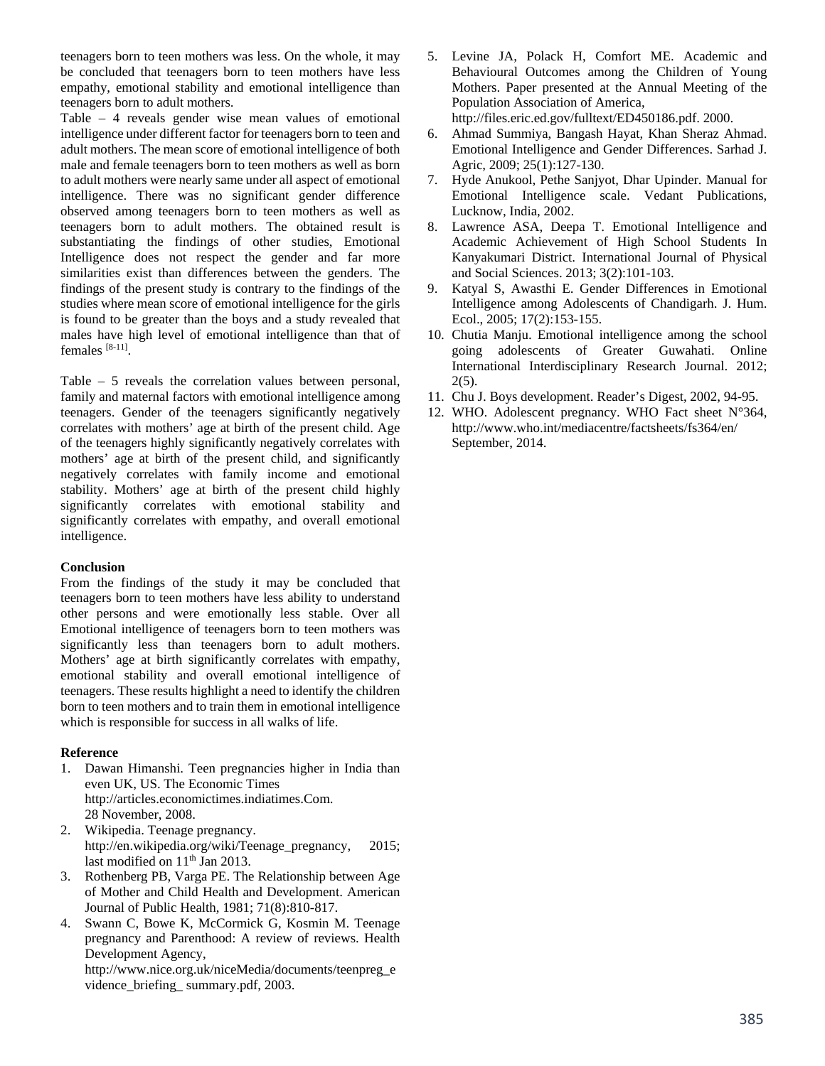teenagers born to teen mothers was less. On the whole, it may be concluded that teenagers born to teen mothers have less empathy, emotional stability and emotional intelligence than teenagers born to adult mothers.

Table – 4 reveals gender wise mean values of emotional intelligence under different factor for teenagers born to teen and adult mothers. The mean score of emotional intelligence of both male and female teenagers born to teen mothers as well as born to adult mothers were nearly same under all aspect of emotional intelligence. There was no significant gender difference observed among teenagers born to teen mothers as well as teenagers born to adult mothers. The obtained result is substantiating the findings of other studies, Emotional Intelligence does not respect the gender and far more similarities exist than differences between the genders. The findings of the present study is contrary to the findings of the studies where mean score of emotional intelligence for the girls is found to be greater than the boys and a study revealed that males have high level of emotional intelligence than that of females [8-11].

Table – 5 reveals the correlation values between personal, family and maternal factors with emotional intelligence among teenagers. Gender of the teenagers significantly negatively correlates with mothers' age at birth of the present child. Age of the teenagers highly significantly negatively correlates with mothers' age at birth of the present child, and significantly negatively correlates with family income and emotional stability. Mothers' age at birth of the present child highly significantly correlates with emotional stability and significantly correlates with empathy, and overall emotional intelligence.

**Conclusion**

From the findings of the study it may be concluded that teenagers born to teen mothers have less ability to understand other persons and were emotionally less stable. Over all Emotional intelligence of teenagers born to teen mothers was significantly less than teenagers born to adult mothers. Mothers' age at birth significantly correlates with empathy, emotional stability and overall emotional intelligence of teenagers. These results highlight a need to identify the children born to teen mothers and to train them in emotional intelligence which is responsible for success in all walks of life.

**Reference**

1. Dawan Himanshi. Teen pregnancies higher in India than even UK, US. The Economic Times http://articles.economictimes.indiatimes.Com. 28 November, 2008.
2. Wikipedia. Teenage pregnancy. http://en.wikipedia.org/wiki/Teenage_pregnancy, 2015; last modified on 11th Jan 2013.
3. Rothenberg PB, Varga PE. The Relationship between Age of Mother and Child Health and Development. American Journal of Public Health, 1981; 71(8):810-817.
4. Swann C, Bowe K, McCormick G, Kosmin M. Teenage pregnancy and Parenthood: A review of reviews. Health Development Agency, http://www.nice.org.uk/niceMedia/documents/teenpreg_evidence_briefing_ summary.pdf, 2003.
5. Levine JA, Polack H, Comfort ME. Academic and Behavioural Outcomes among the Children of Young Mothers. Paper presented at the Annual Meeting of the Population Association of America, http://files.eric.ed.gov/fulltext/ED450186.pdf. 2000.
6. Ahmad Summiya, Bangash Hayat, Khan Sheraz Ahmad. Emotional Intelligence and Gender Differences. Sarhad J. Agric, 2009; 25(1):127-130.
7. Hyde Anukool, Pethe Sanjyot, Dhar Upinder. Manual for Emotional Intelligence scale. Vedant Publications, Lucknow, India, 2002.
8. Lawrence ASA, Deepa T. Emotional Intelligence and Academic Achievement of High School Students In Kanyakumari District. International Journal of Physical and Social Sciences. 2013; 3(2):101-103.
9. Katyal S, Awasthi E. Gender Differences in Emotional Intelligence among Adolescents of Chandigarh. J. Hum. Ecol., 2005; 17(2):153-155.
10. Chutia Manju. Emotional intelligence among the school going adolescents of Greater Guwahati. Online International Interdisciplinary Research Journal. 2012; 2(5).
11. Chu J. Boys development. Reader's Digest, 2002, 94-95.
12. WHO. Adolescent pregnancy. WHO Fact sheet N°364, http://www.who.int/mediacentre/factsheets/fs364/en/ September, 2014.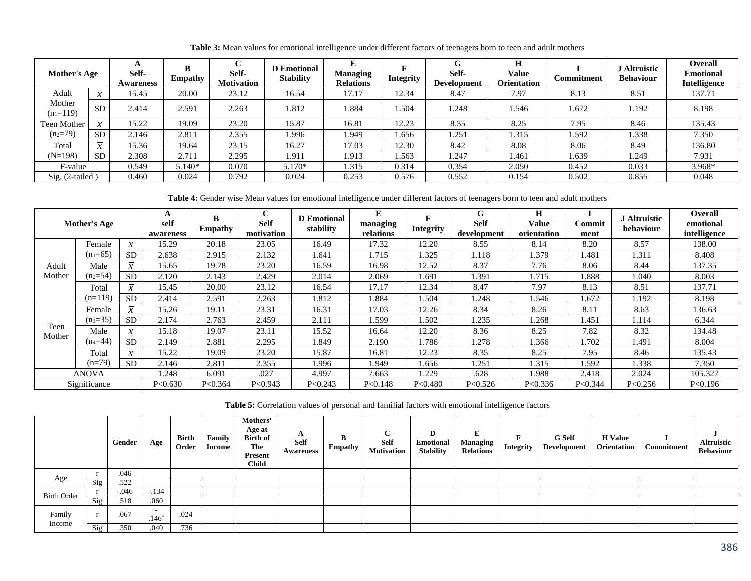**Table 3:** Mean values for emotional intelligence under different factors of teenagers born to teen and adult mothers

| Mother's Age | | A Self-Awareness | B Empathy | C Self-Motivation | D Emotional Stability | E Managing Relations | F Integrity | G Self-Development | H Value Orientation | I Commitment | J Altruistic Behaviour | Overall Emotional Intelligence |
|---|---|---|---|---|---|---|---|---|---|---|---|---|
| Adult Mother ($n_1$=119) | $\bar{x}$ | 15.45 | 20.00 | 23.12 | 16.54 | 17.17 | 12.34 | 8.47 | 7.97 | 8.13 | 8.51 | 137.71 |
| | SD | 2.414 | 2.591 | 2.263 | 1.812 | 1.884 | 1.504 | 1.248 | 1.546 | 1.672 | 1.192 | 8.198 |
| Teen Mother ($n_2$=79) | $\bar{x}$ | 15.22 | 19.09 | 23.20 | 15.87 | 16.81 | 12.23 | 8.35 | 8.25 | 7.95 | 8.46 | 135.43 |
| | SD | 2.146 | 2.811 | 2.355 | 1.996 | 1.949 | 1.656 | 1.251 | 1.315 | 1.592 | 1.338 | 7.350 |
| Total (N=198) | $\bar{x}$ | 15.36 | 19.64 | 23.15 | 16.27 | 17.03 | 12.30 | 8.42 | 8.08 | 8.06 | 8.49 | 136.80 |
| | SD | 2.308 | 2.711 | 2.295 | 1.911 | 1.913 | 1.563 | 1.247 | 1.461 | 1.639 | 1.249 | 7.931 |
| F-value | | 0.549 | 5.140* | 0.070 | 5.170* | 1.315 | 0.314 | 0.354 | 2.050 | 0.452 | 0.033 | 3.968* |
| Sig, (2-tailed ) | | 0.460 | 0.024 | 0.792 | 0.024 | 0.253 | 0.576 | 0.552 | 0.154 | 0.502 | 0.855 | 0.048 |

**Table 4:** Gender wise Mean values for emotional intelligence under different factors of teenagers born to teen and adult mothers

| Mother's Age | | | A self awareness | B Empathy | C Self motivation | D Emotional stability | E managing relations | F Integrity | G Self development | H Value orientation | I Commitment | J Altruistic behaviour | Overall emotional intelligence |
|---|---|---|---|---|---|---|---|---|---|---|---|---|---|
| Adult Mother | Female ($n_1$=65) | $\bar{x}$ | 15.29 | 20.18 | 23.05 | 16.49 | 17.32 | 12.20 | 8.55 | 8.14 | 8.20 | 8.57 | 138.00 |
| | | SD | 2.638 | 2.915 | 2.132 | 1.641 | 1.715 | 1.325 | 1.118 | 1.379 | 1.481 | 1.311 | 8.408 |
| | Male ($n_2$=54) | $\bar{x}$ | 15.65 | 19.78 | 23.20 | 16.59 | 16.98 | 12.52 | 8.37 | 7.76 | 8.06 | 8.44 | 137.35 |
| | | SD | 2.120 | 2.143 | 2.429 | 2.014 | 2.069 | 1.691 | 1.391 | 1.715 | 1.888 | 1.040 | 8.003 |
| | Total (n=119) | $\bar{x}$ | 15.45 | 20.00 | 23.12 | 16.54 | 17.17 | 12.34 | 8.47 | 7.97 | 8.13 | 8.51 | 137.71 |
| | | SD | 2.414 | 2.591 | 2.263 | 1.812 | 1.884 | 1.504 | 1.248 | 1.546 | 1.672 | 1.192 | 8.198 |
| Teen Mother | Female ($n_3$=35) | $\bar{x}$ | 15.26 | 19.11 | 23.31 | 16.31 | 17.03 | 12.26 | 8.34 | 8.26 | 8.11 | 8.63 | 136.63 |
| | | SD | 2.174 | 2.763 | 2.459 | 2.111 | 1.599 | 1.502 | 1.235 | 1.268 | 1.451 | 1.114 | 6.344 |
| | Male ($n_4$=44) | $\bar{x}$ | 15.18 | 19.07 | 23.11 | 15.52 | 16.64 | 12.20 | 8.36 | 8.25 | 7.82 | 8.32 | 134.48 |
| | | SD | 2.149 | 2.881 | 2.295 | 1.849 | 2.190 | 1.786 | 1.278 | 1.366 | 1.702 | 1.491 | 8.004 |
| | Total (n=79) | $\bar{x}$ | 15.22 | 19.09 | 23.20 | 15.87 | 16.81 | 12.23 | 8.35 | 8.25 | 7.95 | 8.46 | 135.43 |
| | | SD | 2.146 | 2.811 | 2.355 | 1.996 | 1.949 | 1.656 | 1.251 | 1.315 | 1.592 | 1.338 | 7.350 |
| ANOVA | | | 1.248 | 6.091 | .027 | 4.997 | 7.663 | 1.229 | .628 | 1.988 | 2.418 | 2.024 | 105.327 |
| Significance | | | P<0.630 | P<0.364 | P<0.943 | P<0.243 | P<0.148 | P<0.480 | P<0.526 | P<0.336 | P<0.344 | P<0.256 | P<0.196 |

**Table 5:** Correlation values of personal and familial factors with emotional intelligence factors

| | | Gender | Age | Birth Order | Family Income | Mothers' Age at Birth of The Present Child | A Self Awareness | B Empathy | C Self Motivation | D Emotional Stability | E Managing Relations | F Integrity | G Self Development | H Value Orientation | I Commitment | J Altruistic Behaviour |
|---|---|---|---|---|---|---|---|---|---|---|---|---|---|---|---|---|
| Age | r | .046 | | | | | | | | | | | | | | |
| | Sig | .522 | | | | | | | | | | | | | | |
| Birth Order | r | -.046 | -.134 | | | | | | | | | | | | | |
| | Sig | .518 | .060 | | | | | | | | | | | | | |
| Family Income | r | .067 | -.146* | .024 | | | | | | | | | | | | |
| | Sig | .350 | .040 | .736 | | | | | | | | | | | | |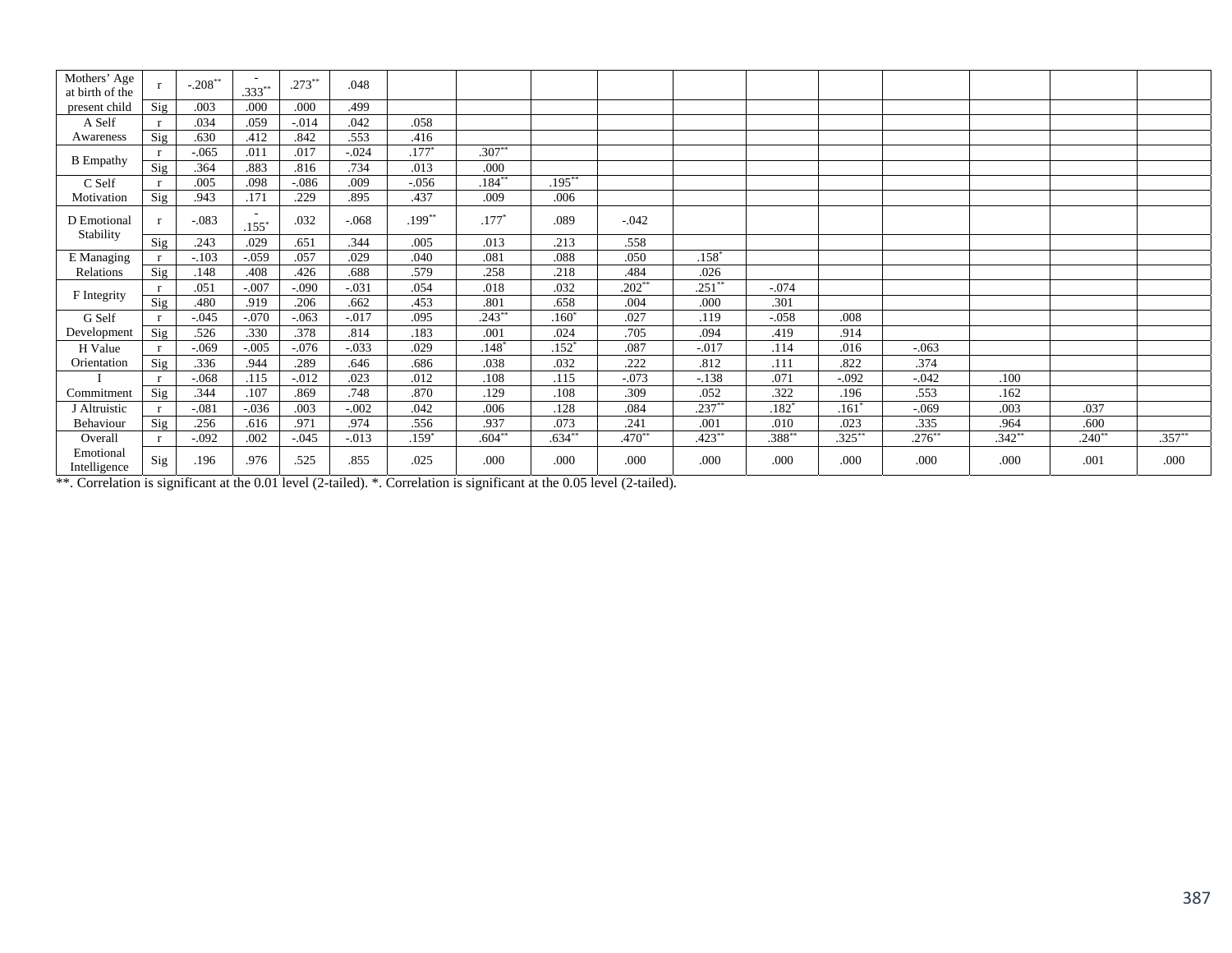| | | | | | | | | | | | | | | | | |
|---|---|---|---|---|---|---|---|---|---|---|---|---|---|---|---|---|
| Mothers' Age at birth of the present child | r | -.208** | -.333** | .273** | .048 | | | | | | | | | | | |
| | Sig | .003 | .000 | .000 | .499 | | | | | | | | | | | |
| A Self Awareness | r | .034 | .059 | -.014 | .042 | .058 | | | | | | | | | | |
| | Sig | .630 | .412 | .842 | .553 | .416 | | | | | | | | | | |
| B Empathy | r | -.065 | .011 | .017 | -.024 | .177* | .307** | | | | | | | | | |
| | Sig | .364 | .883 | .816 | .734 | .013 | .000 | | | | | | | | | |
| C Self Motivation | r | .005 | .098 | -.086 | .009 | -.056 | .184** | .195** | | | | | | | | |
| | Sig | .943 | .171 | .229 | .895 | .437 | .009 | .006 | | | | | | | | |
| D Emotional Stability | r | -.083 | -.155* | .032 | -.068 | .199** | .177* | .089 | -.042 | | | | | | | |
| | Sig | .243 | .029 | .651 | .344 | .005 | .013 | .213 | .558 | | | | | | | |
| E Managing Relations | r | -.103 | -.059 | .057 | .029 | .040 | .081 | .088 | .050 | .158* | | | | | | |
| | Sig | .148 | .408 | .426 | .688 | .579 | .258 | .218 | .484 | .026 | | | | | | |
| F Integrity | r | .051 | -.007 | -.090 | -.031 | .054 | .018 | .032 | .202** | .251** | -.074 | | | | | |
| | Sig | .480 | .919 | .206 | .662 | .453 | .801 | .658 | .004 | .000 | .301 | | | | | |
| G Self Development | r | -.045 | -.070 | -.063 | -.017 | .095 | .243** | .160* | .027 | .119 | -.058 | .008 | | | | |
| | Sig | .526 | .330 | .378 | .814 | .183 | .001 | .024 | .705 | .094 | .419 | .914 | | | | |
| H Value Orientation | r | -.069 | -.005 | -.076 | -.033 | .029 | .148* | .152* | .087 | -.017 | .114 | .016 | -.063 | | | |
| | Sig | .336 | .944 | .289 | .646 | .686 | .038 | .032 | .222 | .812 | .111 | .822 | .374 | | | |
| I Commitment | r | -.068 | .115 | -.012 | .023 | .012 | .108 | .115 | -.073 | -.138 | .071 | -.092 | -.042 | .100 | | |
| | Sig | .344 | .107 | .869 | .748 | .870 | .129 | .108 | .309 | .052 | .322 | .196 | .553 | .162 | | |
| J Altruistic Behaviour | r | -.081 | -.036 | .003 | -.002 | .042 | .006 | .128 | .084 | .237** | .182* | .161* | -.069 | .003 | .037 | |
| | Sig | .256 | .616 | .971 | .974 | .556 | .937 | .073 | .241 | .001 | .010 | .023 | .335 | .964 | .600 | |
| Overall Emotional Intelligence | r | -.092 | .002 | -.045 | -.013 | .159* | .604** | .634** | .470** | .423** | .388** | .325** | .276** | .342** | .240** | .357** |
| | Sig | .196 | .976 | .525 | .855 | .025 | .000 | .000 | .000 | .000 | .000 | .000 | .000 | .000 | .001 | .000 |

**. Correlation is significant at the 0.01 level (2-tailed). *. Correlation is significant at the 0.05 level (2-tailed).